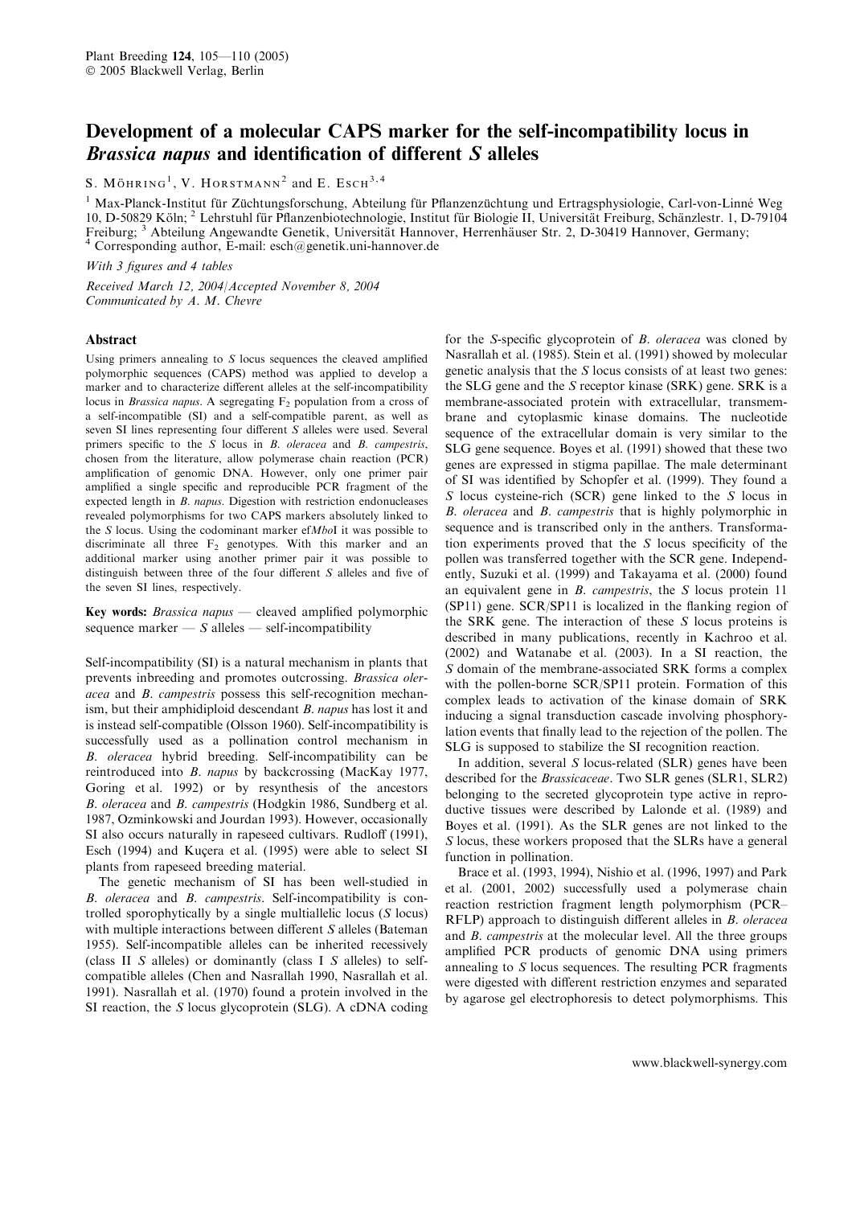# Development of a molecular CAPS marker for the self-incompatibility locus in *Brassica napus* and identification of different *S* alleles

S. Möhring[1], V. Horstmann[2] and E. Esch[3,4]

[1] Max-Planck-Institut für Züchtungsforschung, Abteilung für Pflanzenzüchtung und Ertragsphysiologie, Carl-von-Linné Weg 10, D-50829 Köln; [2] Lehrstuhl für Pflanzenbiotechnologie, Institut für Biologie II, Universität Freiburg, Schänzlestr. 1, D-79104 Freiburg; [3] Abteilung Angewandte Genetik, Universität Hannover, Herrenhäuser Str. 2, D-30419 Hannover, Germany; [4] Corresponding author, E-mail: esch@genetik.uni-hannover.de

*With 3 figures and 4 tables*

*Received March 12, 2004/Accepted November 8, 2004*
*Communicated by A. M. Chevre*

## Abstract

Using primers annealing to *S* locus sequences the cleaved amplified polymorphic sequences (CAPS) method was applied to develop a marker and to characterize different alleles at the self-incompatibility locus in *Brassica napus*. A segregating $F_2$ population from a cross of a self-incompatible (SI) and a self-compatible parent, as well as seven SI lines representing four different *S* alleles were used. Several primers specific to the *S* locus in *B. oleracea* and *B. campestris*, chosen from the literature, allow polymerase chain reaction (PCR) amplification of genomic DNA. However, only one primer pair amplified a single specific and reproducible PCR fragment of the expected length in *B. napus*. Digestion with restriction endonucleases revealed polymorphisms for two CAPS markers absolutely linked to the *S* locus. Using the codominant marker ef*Mbo*I it was possible to discriminate all three $F_2$ genotypes. With this marker and an additional marker using another primer pair it was possible to distinguish between three of the four different *S* alleles and five of the seven SI lines, respectively.

**Key words:** *Brassica napus* — cleaved amplified polymorphic sequence marker — *S* alleles — self-incompatibility

Self-incompatibility (SI) is a natural mechanism in plants that prevents inbreeding and promotes outcrossing. *Brassica oleracea* and *B. campestris* possess this self-recognition mechanism, but their amphidiploid descendant *B. napus* has lost it and is instead self-compatible (Olsson 1960). Self-incompatibility is successfully used as a pollination control mechanism in *B. oleracea* hybrid breeding. Self-incompatibility can be reintroduced into *B. napus* by backcrossing (MacKay 1977, Goring et al. 1992) or by resynthesis of the ancestors *B. oleracea* and *B. campestris* (Hodgkin 1986, Sundberg et al. 1987, Ozminkowski and Jourdan 1993). However, occasionally SI also occurs naturally in rapeseed cultivars. Rudloff (1991), Esch (1994) and Kuçera et al. (1995) were able to select SI plants from rapeseed breeding material.

The genetic mechanism of SI has been well-studied in *B. oleracea* and *B. campestris*. Self-incompatibility is controlled sporophytically by a single multiallelic locus (*S* locus) with multiple interactions between different *S* alleles (Bateman 1955). Self-incompatible alleles can be inherited recessively (class II *S* alleles) or dominantly (class I *S* alleles) to self-compatible alleles (Chen and Nasrallah 1990, Nasrallah et al. 1991). Nasrallah et al. (1970) found a protein involved in the SI reaction, the *S* locus glycoprotein (SLG). A cDNA coding for the *S*-specific glycoprotein of *B. oleracea* was cloned by Nasrallah et al. (1985). Stein et al. (1991) showed by molecular genetic analysis that the *S* locus consists of at least two genes: the SLG gene and the *S* receptor kinase (SRK) gene. SRK is a membrane-associated protein with extracellular, transmembrane and cytoplasmic kinase domains. The nucleotide sequence of the extracellular domain is very similar to the SLG gene sequence. Boyes et al. (1991) showed that these two genes are expressed in stigma papillae. The male determinant of SI was identified by Schopfer et al. (1999). They found a *S* locus cysteine-rich (SCR) gene linked to the *S* locus in *B. oleracea* and *B. campestris* that is highly polymorphic in sequence and is transcribed only in the anthers. Transformation experiments proved that the *S* locus specificity of the pollen was transferred together with the SCR gene. Independently, Suzuki et al. (1999) and Takayama et al. (2000) found an equivalent gene in *B. campestris*, the *S* locus protein 11 (SP11) gene. SCR/SP11 is localized in the flanking region of the SRK gene. The interaction of these *S* locus proteins is described in many publications, recently in Kachroo et al. (2002) and Watanabe et al. (2003). In a SI reaction, the *S* domain of the membrane-associated SRK forms a complex with the pollen-borne SCR/SP11 protein. Formation of this complex leads to activation of the kinase domain of SRK inducing a signal transduction cascade involving phosphorylation events that finally lead to the rejection of the pollen. The SLG is supposed to stabilize the SI recognition reaction.

In addition, several *S* locus-related (SLR) genes have been described for the *Brassicaceae*. Two SLR genes (SLR1, SLR2) belonging to the secreted glycoprotein type active in reproductive tissues were described by Lalonde et al. (1989) and Boyes et al. (1991). As the SLR genes are not linked to the *S* locus, these workers proposed that the SLRs have a general function in pollination.

Brace et al. (1993, 1994), Nishio et al. (1996, 1997) and Park et al. (2001, 2002) successfully used a polymerase chain reaction restriction fragment length polymorphism (PCR–RFLP) approach to distinguish different alleles in *B. oleracea* and *B. campestris* at the molecular level. All the three groups amplified PCR products of genomic DNA using primers annealing to *S* locus sequences. The resulting PCR fragments were digested with different restriction enzymes and separated by agarose gel electrophoresis to detect polymorphisms. This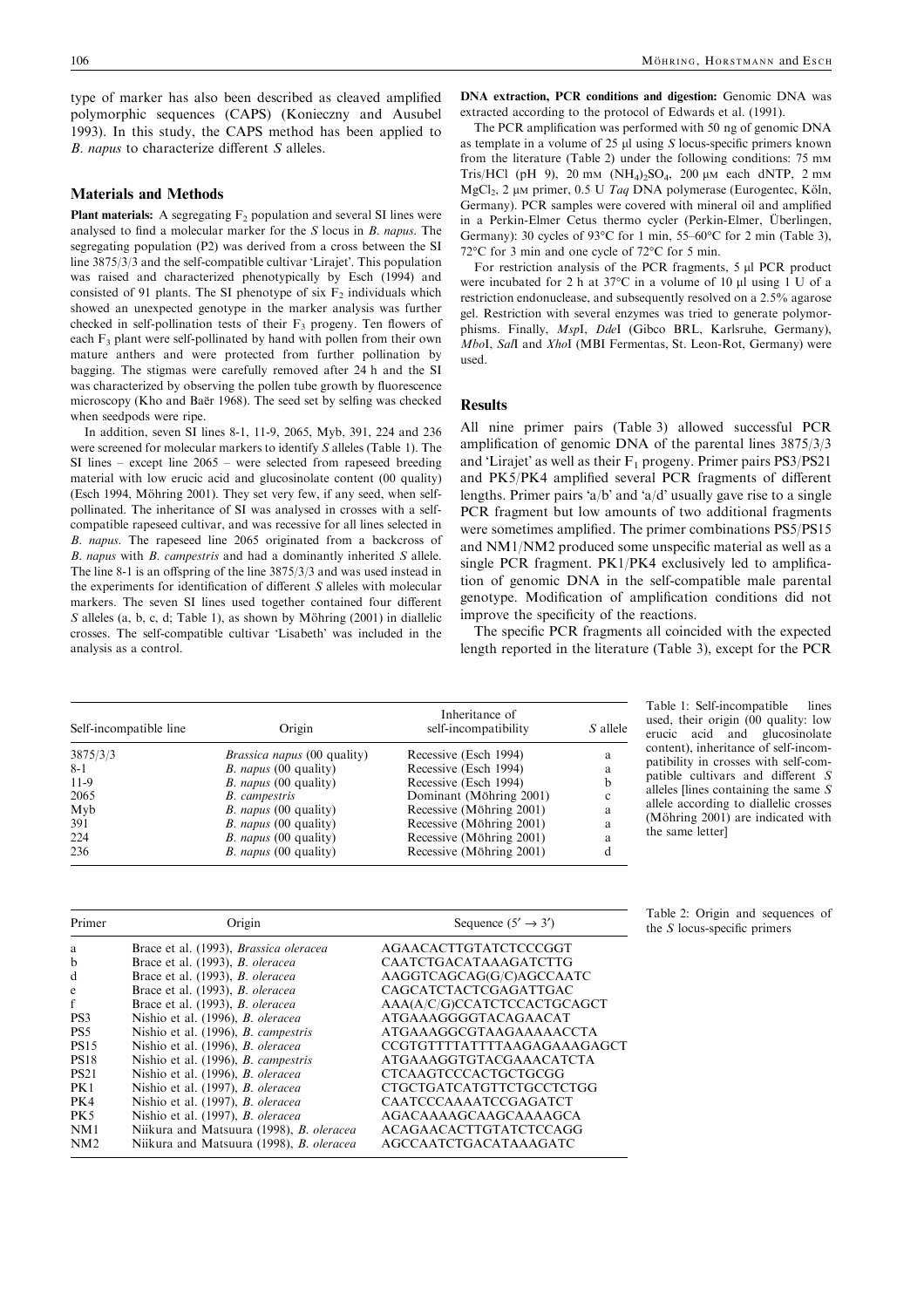type of marker has also been described as cleaved amplified polymorphic sequences (CAPS) (Konieczny and Ausubel 1993). In this study, the CAPS method has been applied to *B. napus* to characterize different *S* alleles.

## Materials and Methods

**Plant materials:** A segregating $F_2$ population and several SI lines were analysed to find a molecular marker for the *S* locus in *B. napus*. The segregating population (P2) was derived from a cross between the SI line 3875/3/3 and the self-compatible cultivar 'Lirajet'. This population was raised and characterized phenotypically by Esch (1994) and consisted of 91 plants. The SI phenotype of six $F_2$ individuals which showed an unexpected genotype in the marker analysis was further checked in self-pollination tests of their $F_3$ progeny. Ten flowers of each $F_3$ plant were self-pollinated by hand with pollen from their own mature anthers and were protected from further pollination by bagging. The stigmas were carefully removed after 24 h and the SI was characterized by observing the pollen tube growth by fluorescence microscopy (Kho and Baër 1968). The seed set by selfing was checked when seedpods were ripe.

In addition, seven SI lines 8-1, 11-9, 2065, Myb, 391, 224 and 236 were screened for molecular markers to identify *S* alleles (Table 1). The SI lines – except line 2065 – were selected from rapeseed breeding material with low erucic acid and glucosinolate content (00 quality) (Esch 1994, Möhring 2001). They set very few, if any seed, when self-pollinated. The inheritance of SI was analysed in crosses with a self-compatible rapeseed cultivar, and was recessive for all lines selected in *B. napus*. The rapeseed line 2065 originated from a backcross of *B. napus* with *B. campestris* and had a dominantly inherited *S* allele. The line 8-1 is an offspring of the line 3875/3/3 and was used instead in the experiments for identification of different *S* alleles with molecular markers. The seven SI lines used together contained four different *S* alleles (a, b, c, d; Table 1), as shown by Möhring (2001) in diallelic crosses. The self-compatible cultivar 'Lisabeth' was included in the analysis as a control.

**DNA extraction, PCR conditions and digestion:** Genomic DNA was extracted according to the protocol of Edwards et al. (1991).

The PCR amplification was performed with 50 ng of genomic DNA as template in a volume of 25 μl using *S* locus-specific primers known from the literature (Table 2) under the following conditions: 75 mM Tris/HCl (pH 9), 20 mM $(NH_4)_2SO_4$, 200 μM each dNTP, 2 mM $MgCl_2$, 2 μM primer, 0.5 U *Taq* DNA polymerase (Eurogentec, Köln, Germany). PCR samples were covered with mineral oil and amplified in a Perkin-Elmer Cetus thermo cycler (Perkin-Elmer, Überlingen, Germany): 30 cycles of 93°C for 1 min, 55–60°C for 2 min (Table 3), 72°C for 3 min and one cycle of 72°C for 5 min.

For restriction analysis of the PCR fragments, 5 μl PCR product were incubated for 2 h at 37°C in a volume of 10 μl using 1 U of a restriction endonuclease, and subsequently resolved on a 2.5% agarose gel. Restriction with several enzymes was tried to generate polymorphisms. Finally, *Msp*I, *Dde*I (Gibco BRL, Karlsruhe, Germany), *Mbo*I, *Sal*I and *Xho*I (MBI Fermentas, St. Leon-Rot, Germany) were used.

## Results

All nine primer pairs (Table 3) allowed successful PCR amplification of genomic DNA of the parental lines 3875/3/3 and 'Lirajet' as well as their $F_1$ progeny. Primer pairs PS3/PS21 and PK5/PK4 amplified several PCR fragments of different lengths. Primer pairs 'a/b' and 'a/d' usually gave rise to a single PCR fragment but low amounts of two additional fragments were sometimes amplified. The primer combinations PS5/PS15 and NM1/NM2 produced some unspecific material as well as a single PCR fragment. PK1/PK4 exclusively led to amplification of genomic DNA in the self-compatible male parental genotype. Modification of amplification conditions did not improve the specificity of the reactions.

The specific PCR fragments all coincided with the expected length reported in the literature (Table 3), except for the PCR

Table 1: Self-incompatible lines used, their origin (00 quality: low erucic acid and glucosinolate content), inheritance of self-incompatibility in crosses with self-compatible cultivars and different *S* alleles [lines containing the same *S* allele according to diallelic crosses (Möhring 2001) are indicated with the same letter]

| Self-incompatible line | Origin | Inheritance of self-incompatibility | *S* allele |
|---|---|---|---|
| 3875/3/3 | *Brassica napus* (00 quality) | Recessive (Esch 1994) | a |
| 8-1 | *B. napus* (00 quality) | Recessive (Esch 1994) | a |
| 11-9 | *B. napus* (00 quality) | Recessive (Esch 1994) | b |
| 2065 | *B. campestris* | Dominant (Möhring 2001) | c |
| Myb | *B. napus* (00 quality) | Recessive (Möhring 2001) | a |
| 391 | *B. napus* (00 quality) | Recessive (Möhring 2001) | a |
| 224 | *B. napus* (00 quality) | Recessive (Möhring 2001) | a |
| 236 | *B. napus* (00 quality) | Recessive (Möhring 2001) | d |

Table 2: Origin and sequences of the *S* locus-specific primers

| Primer | Origin | Sequence (5′ → 3′) |
|---|---|---|
| a | Brace et al. (1993), *Brassica oleracea* | AGAACACTTGTATCTCCCGGT |
| b | Brace et al. (1993), *B. oleracea* | CAATCTGACATAAAGATCTTG |
| d | Brace et al. (1993), *B. oleracea* | AAGGTCAGCAG(G/C)AGCCAATC |
| e | Brace et al. (1993), *B. oleracea* | CAGCATCTACTCGAGATTGAC |
| f | Brace et al. (1993), *B. oleracea* | AAA(A/C/G)CCATCTCCACTGCAGCT |
| PS3 | Nishio et al. (1996), *B. oleracea* | ATGAAAGGGGTACAGAACAT |
| PS5 | Nishio et al. (1996), *B. campestris* | ATGAAAGGCGTAAGAAAAACCTA |
| PS15 | Nishio et al. (1996), *B. oleracea* | CCGTGTTTTATTTTAAGAGAAAGAGCT |
| PS18 | Nishio et al. (1996), *B. campestris* | ATGAAAGGTGTACGAAACATCTA |
| PS21 | Nishio et al. (1996), *B. oleracea* | CTCAAGTCCCACTGCTGCGG |
| PK1 | Nishio et al. (1997), *B. oleracea* | CTGCTGATCATGTTCTGCCTCTGG |
| PK4 | Nishio et al. (1997), *B. oleracea* | CAATCCCAAAATCCGAGATCT |
| PK5 | Nishio et al. (1997), *B. oleracea* | AGACAAAAGCAAGCAAAAGCA |
| NM1 | Niikura and Matsuura (1998), *B. oleracea* | ACAGAACACTTGTATCTCCAGG |
| NM2 | Niikura and Matsuura (1998), *B. oleracea* | AGCCAATCTGACATAAAGATC |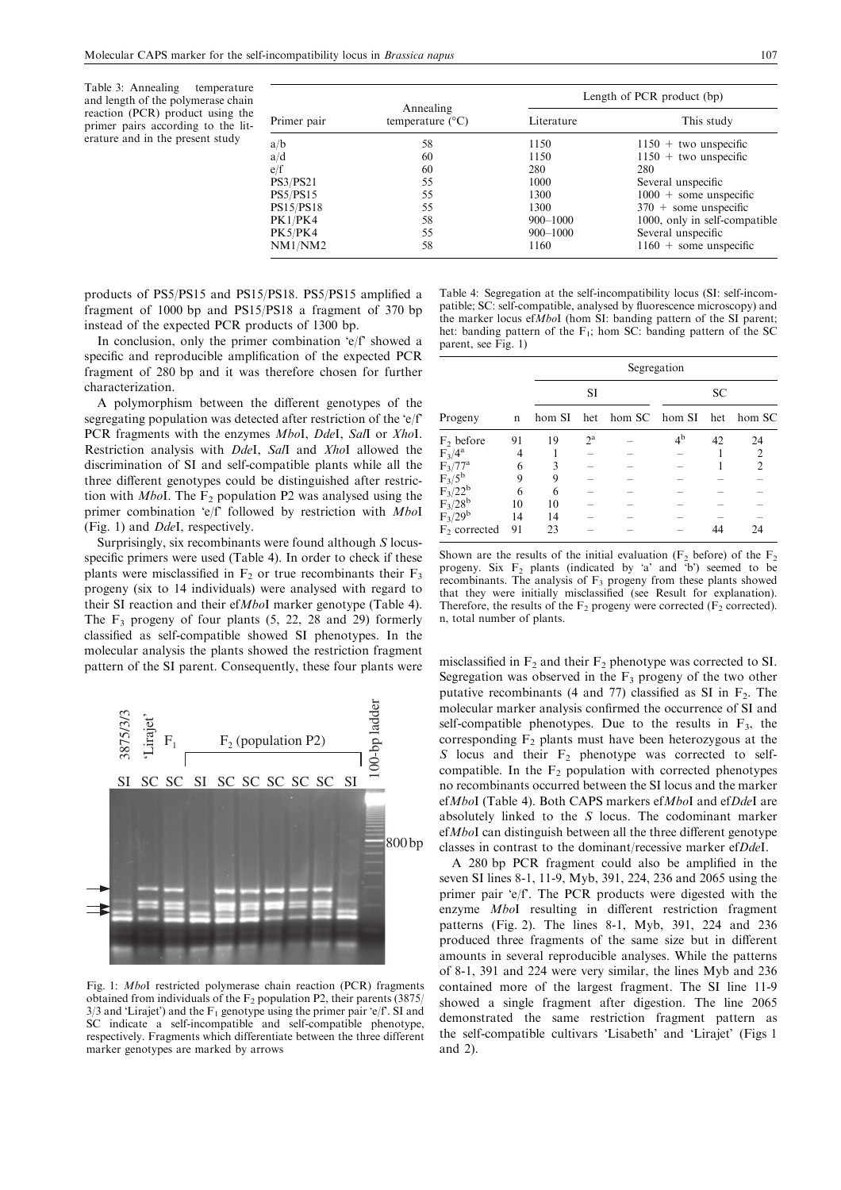Table 3: Annealing temperature and length of the polymerase chain reaction (PCR) product using the primer pairs according to the literature and in the present study

| Primer pair | Annealing temperature (°C) | Length of PCR product (bp) | |
|---|---|---|---|
| | | Literature | This study |
| a/b | 58 | 1150 | 1150 + two unspecific |
| a/d | 60 | 1150 | 1150 + two unspecific |
| e/f | 60 | 280 | 280 |
| PS3/PS21 | 55 | 1000 | Several unspecific |
| PS5/PS15 | 55 | 1300 | 1000 + some unspecific |
| PS15/PS18 | 55 | 1300 | 370 + some unspecific |
| PK1/PK4 | 58 | 900–1000 | 1000, only in self-compatible |
| PK5/PK4 | 55 | 900–1000 | Several unspecific |
| NM1/NM2 | 58 | 1160 | 1160 + some unspecific |

products of PS5/PS15 and PS15/PS18. PS5/PS15 amplified a fragment of 1000 bp and PS15/PS18 a fragment of 370 bp instead of the expected PCR products of 1300 bp.

In conclusion, only the primer combination 'e/f' showed a specific and reproducible amplification of the expected PCR fragment of 280 bp and it was therefore chosen for further characterization.

A polymorphism between the different genotypes of the segregating population was detected after restriction of the 'e/f' PCR fragments with the enzymes *Mbo*I, *Dde*I, *Sal*I or *Xho*I. Restriction analysis with *Dde*I, *Sal*I and *Xho*I allowed the discrimination of SI and self-compatible plants while all the three different genotypes could be distinguished after restriction with *Mbo*I. The $F_2$ population P2 was analysed using the primer combination 'e/f' followed by restriction with *Mbo*I (Fig. 1) and *Dde*I, respectively.

Surprisingly, six recombinants were found although *S* locus-specific primers were used (Table 4). In order to check if these plants were misclassified in $F_2$ or true recombinants their $F_3$ progeny (six to 14 individuals) were analysed with regard to their SI reaction and their ef*Mbo*I marker genotype (Table 4). The $F_3$ progeny of four plants (5, 22, 28 and 29) formerly classified as self-compatible showed SI phenotypes. In the molecular analysis the plants showed the restriction fragment pattern of the SI parent. Consequently, these four plants were misclassified in $F_2$ and their $F_2$ phenotype was corrected to SI. Segregation was observed in the $F_3$ progeny of the two other putative recombinants (4 and 77) classified as SI in $F_2$. The molecular marker analysis confirmed the occurrence of SI and self-compatible phenotypes. Due to the results in $F_3$, the corresponding $F_2$ plants must have been heterozygous at the *S* locus and their $F_2$ phenotype was corrected to self-compatible. In the $F_2$ population with corrected phenotypes no recombinants occurred between the SI locus and the marker ef*Mbo*I (Table 4). Both CAPS markers ef*Mbo*I and ef*Dde*I are absolutely linked to the *S* locus. The codominant marker ef*Mbo*I can distinguish between all the three different genotype classes in contrast to the dominant/recessive marker ef*Dde*I.

Fig. 1: *Mbo*I restricted polymerase chain reaction (PCR) fragments obtained from individuals of the $F_2$ population P2, their parents (3875/3/3 and 'Lirajet') and the $F_1$ genotype using the primer pair 'e/f'. SI and SC indicate a self-incompatible and self-compatible phenotype, respectively. Fragments which differentiate between the three different marker genotypes are marked by arrows

Table 4: Segregation at the self-incompatibility locus (SI: self-incompatible; SC: self-compatible, analysed by fluorescence microscopy) and the marker locus ef*Mbo*I (hom SI: banding pattern of the SI parent; het: banding pattern of the $F_1$; hom SC: banding pattern of the SC parent, see Fig. 1)

| Progeny | n | SI | | | SC | | |
|---|---|---|---|---|---|---|---|
| | | hom SI | het | hom SC | hom SI | het | hom SC |
| $F_2$ before | 91 | 19 | 2[a] | – | 4[b] | 42 | 24 |
| $F_3$/4[a] | 4 | 1 | – | – | – | 1 | 2 |
| $F_3$/77[a] | 6 | 3 | – | – | – | 1 | 2 |
| $F_3$/5[b] | 9 | 9 | – | – | – | – | – |
| $F_3$/22[b] | 6 | 6 | – | – | – | – | – |
| $F_3$/28[b] | 10 | 10 | – | – | – | – | – |
| $F_3$/29[b] | 14 | 14 | – | – | – | – | – |
| $F_2$ corrected | 91 | 23 | – | – | – | 44 | 24 |

Shown are the results of the initial evaluation ($F_2$ before) of the $F_2$ progeny. Six $F_2$ plants (indicated by 'a' and 'b') seemed to be recombinants. The analysis of $F_3$ progeny from these plants showed that they were initially misclassified (see Result for explanation). Therefore, the results of the $F_2$ progeny were corrected ($F_2$ corrected). n, total number of plants.

A 280 bp PCR fragment could also be amplified in the seven SI lines 8-1, 11-9, Myb, 391, 224, 236 and 2065 using the primer pair 'e/f'. The PCR products were digested with the enzyme *Mbo*I resulting in different restriction fragment patterns (Fig. 2). The lines 8-1, Myb, 391, 224 and 236 produced three fragments of the same size but in different amounts in several reproducible analyses. While the patterns of 8-1, 391 and 224 were very similar, the lines Myb and 236 contained more of the largest fragment. The SI line 11-9 showed a single fragment after digestion. The line 2065 demonstrated the same restriction fragment pattern as the self-compatible cultivars 'Lisabeth' and 'Lirajet' (Figs 1 and 2).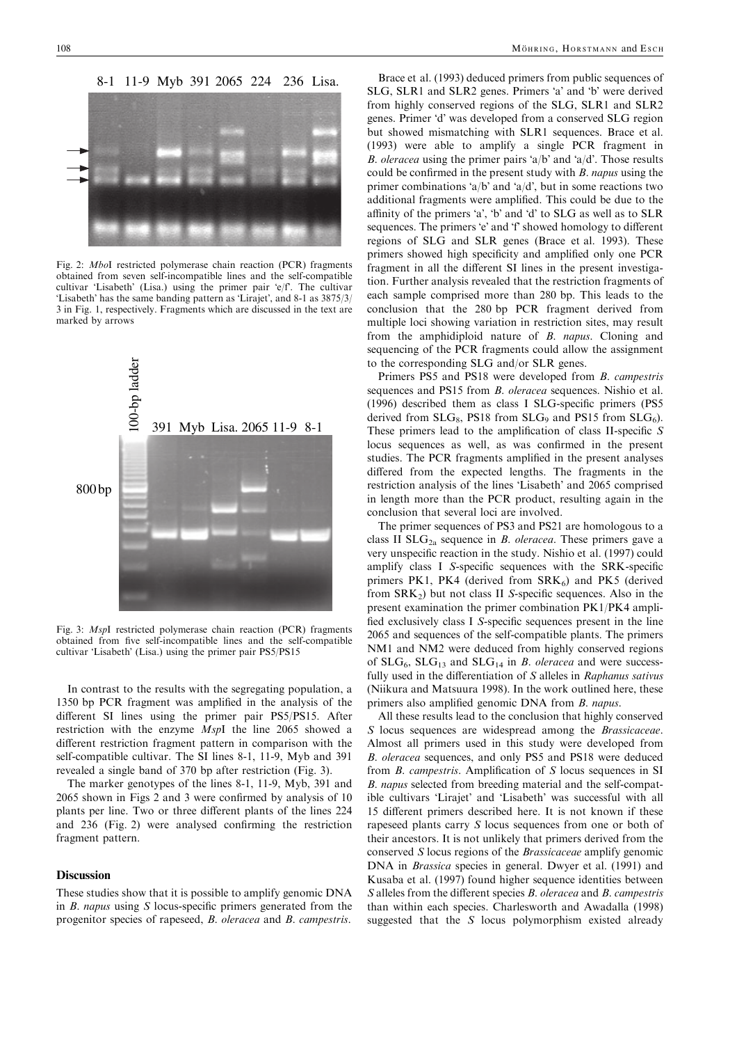Fig. 2: *Mbo*I restricted polymerase chain reaction (PCR) fragments obtained from seven self-incompatible lines and the self-compatible cultivar 'Lisabeth' (Lisa.) using the primer pair 'e/f'. The cultivar 'Lisabeth' has the same banding pattern as 'Lirajet', and 8-1 as 3875/3/3 in Fig. 1, respectively. Fragments which are discussed in the text are marked by arrows

Fig. 3: *Msp*I restricted polymerase chain reaction (PCR) fragments obtained from five self-incompatible lines and the self-compatible cultivar 'Lisabeth' (Lisa.) using the primer pair PS5/PS15

In contrast to the results with the segregating population, a 1350 bp PCR fragment was amplified in the analysis of the different SI lines using the primer pair PS5/PS15. After restriction with the enzyme *Msp*I the line 2065 showed a different restriction fragment pattern in comparison with the self-compatible cultivar. The SI lines 8-1, 11-9, Myb and 391 revealed a single band of 370 bp after restriction (Fig. 3).

The marker genotypes of the lines 8-1, 11-9, Myb, 391 and 2065 shown in Figs 2 and 3 were confirmed by analysis of 10 plants per line. Two or three different plants of the lines 224 and 236 (Fig. 2) were analysed confirming the restriction fragment pattern.

## Discussion

These studies show that it is possible to amplify genomic DNA in *B. napus* using *S* locus-specific primers generated from the progenitor species of rapeseed, *B. oleracea* and *B. campestris*.

Brace et al. (1993) deduced primers from public sequences of SLG, SLR1 and SLR2 genes. Primers 'a' and 'b' were derived from highly conserved regions of the SLG, SLR1 and SLR2 genes. Primer 'd' was developed from a conserved SLG region but showed mismatching with SLR1 sequences. Brace et al. (1993) were able to amplify a single PCR fragment in *B. oleracea* using the primer pairs 'a/b' and 'a/d'. Those results could be confirmed in the present study with *B. napus* using the primer combinations 'a/b' and 'a/d', but in some reactions two additional fragments were amplified. This could be due to the affinity of the primers 'a', 'b' and 'd' to SLG as well as to SLR sequences. The primers 'e' and 'f' showed homology to different regions of SLG and SLR genes (Brace et al. 1993). These primers showed high specificity and amplified only one PCR fragment in all the different SI lines in the present investigation. Further analysis revealed that the restriction fragments of each sample comprised more than 280 bp. This leads to the conclusion that the 280 bp PCR fragment derived from multiple loci showing variation in restriction sites, may result from the amphidiploid nature of *B. napus*. Cloning and sequencing of the PCR fragments could allow the assignment to the corresponding SLG and/or SLR genes.

Primers PS5 and PS18 were developed from *B. campestris* sequences and PS15 from *B. oleracea* sequences. Nishio et al. (1996) described them as class I SLG-specific primers (PS5 derived from $SLG_8$, PS18 from $SLG_9$ and PS15 from $SLG_6$). These primers lead to the amplification of class II-specific *S* locus sequences as well, as was confirmed in the present studies. The PCR fragments amplified in the present analyses differed from the expected lengths. The fragments in the restriction analysis of the lines 'Lisabeth' and 2065 comprised in length more than the PCR product, resulting again in the conclusion that several loci are involved.

The primer sequences of PS3 and PS21 are homologous to a class II $SLG_{2a}$ sequence in *B. oleracea*. These primers gave a very unspecific reaction in the study. Nishio et al. (1997) could amplify class I *S*-specific sequences with the SRK-specific primers PK1, PK4 (derived from $SRK_6$) and PK5 (derived from $SRK_2$) but not class II *S*-specific sequences. Also in the present examination the primer combination PK1/PK4 amplified exclusively class I *S*-specific sequences present in the line 2065 and sequences of the self-compatible plants. The primers NM1 and NM2 were deduced from highly conserved regions of $SLG_6$, $SLG_{13}$ and $SLG_{14}$ in *B. oleracea* and were successfully used in the differentiation of *S* alleles in *Raphanus sativus* (Niikura and Matsuura 1998). In the work outlined here, these primers also amplified genomic DNA from *B. napus*.

All these results lead to the conclusion that highly conserved *S* locus sequences are widespread among the *Brassicaceae*. Almost all primers used in this study were developed from *B. oleracea* sequences, and only PS5 and PS18 were deduced from *B. campestris*. Amplification of *S* locus sequences in SI *B. napus* selected from breeding material and the self-compatible cultivars 'Lirajet' and 'Lisabeth' was successful with all 15 different primers described here. It is not known if these rapeseed plants carry *S* locus sequences from one or both of their ancestors. It is not unlikely that primers derived from the conserved *S* locus regions of the *Brassicaceae* amplify genomic DNA in *Brassica* species in general. Dwyer et al. (1991) and Kusaba et al. (1997) found higher sequence identities between *S* alleles from the different species *B. oleracea* and *B. campestris* than within each species. Charlesworth and Awadalla (1998) suggested that the *S* locus polymorphism existed already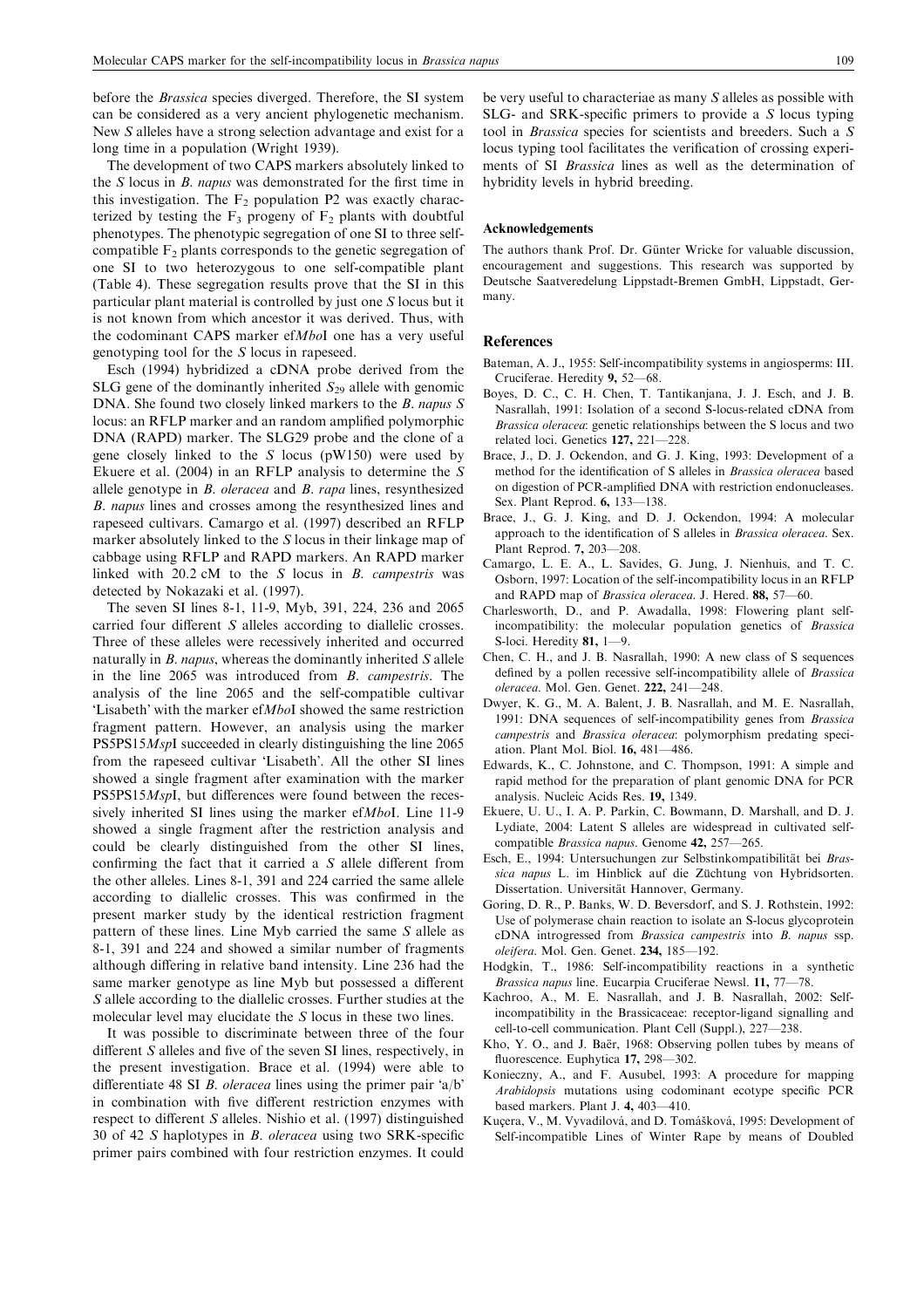before the *Brassica* species diverged. Therefore, the SI system can be considered as a very ancient phylogenetic mechanism. New *S* alleles have a strong selection advantage and exist for a long time in a population (Wright 1939).

The development of two CAPS markers absolutely linked to the *S* locus in *B. napus* was demonstrated for the first time in this investigation. The $F_2$ population P2 was exactly characterized by testing the $F_3$ progeny of $F_2$ plants with doubtful phenotypes. The phenotypic segregation of one SI to three self-compatible $F_2$ plants corresponds to the genetic segregation of one SI to two heterozygous to one self-compatible plant (Table 4). These segregation results prove that the SI in this particular plant material is controlled by just one *S* locus but it is not known from which ancestor it was derived. Thus, with the codominant CAPS marker ef*Mbo*I one has a very useful genotyping tool for the *S* locus in rapeseed.

Esch (1994) hybridized a cDNA probe derived from the SLG gene of the dominantly inherited $S_{29}$ allele with genomic DNA. She found two closely linked markers to the *B. napus S* locus: an RFLP marker and an random amplified polymorphic DNA (RAPD) marker. The SLG29 probe and the clone of a gene closely linked to the *S* locus (pW150) were used by Ekuere et al. (2004) in an RFLP analysis to determine the *S* allele genotype in *B. oleracea* and *B. rapa* lines, resynthesized *B. napus* lines and crosses among the resynthesized lines and rapeseed cultivars. Camargo et al. (1997) described an RFLP marker absolutely linked to the *S* locus in their linkage map of cabbage using RFLP and RAPD markers. An RAPD marker linked with 20.2 cM to the *S* locus in *B. campestris* was detected by Nokazaki et al. (1997).

The seven SI lines 8-1, 11-9, Myb, 391, 224, 236 and 2065 carried four different *S* alleles according to diallelic crosses. Three of these alleles were recessively inherited and occurred naturally in *B. napus*, whereas the dominantly inherited *S* allele in the line 2065 was introduced from *B. campestris*. The analysis of the line 2065 and the self-compatible cultivar 'Lisabeth' with the marker ef*Mbo*I showed the same restriction fragment pattern. However, an analysis using the marker PS5PS15*Msp*I succeeded in clearly distinguishing the line 2065 from the rapeseed cultivar 'Lisabeth'. All the other SI lines showed a single fragment after examination with the marker PS5PS15*Msp*I, but differences were found between the recessively inherited SI lines using the marker ef*Mbo*I. Line 11-9 showed a single fragment after the restriction analysis and could be clearly distinguished from the other SI lines, confirming the fact that it carried a *S* allele different from the other alleles. Lines 8-1, 391 and 224 carried the same allele according to diallelic crosses. This was confirmed in the present marker study by the identical restriction fragment pattern of these lines. Line Myb carried the same *S* allele as 8-1, 391 and 224 and showed a similar number of fragments although differing in relative band intensity. Line 236 had the same marker genotype as line Myb but possessed a different *S* allele according to the diallelic crosses. Further studies at the molecular level may elucidate the *S* locus in these two lines.

It was possible to discriminate between three of the four different *S* alleles and five of the seven SI lines, respectively, in the present investigation. Brace et al. (1994) were able to differentiate 48 SI *B. oleracea* lines using the primer pair 'a/b' in combination with five different restriction enzymes with respect to different *S* alleles. Nishio et al. (1997) distinguished 30 of 42 *S* haplotypes in *B. oleracea* using two SRK-specific primer pairs combined with four restriction enzymes. It could be very useful to characteriae as many *S* alleles as possible with SLG- and SRK-specific primers to provide a *S* locus typing tool in *Brassica* species for scientists and breeders. Such a *S* locus typing tool facilitates the verification of crossing experiments of SI *Brassica* lines as well as the determination of hybridity levels in hybrid breeding.

## Acknowledgements

The authors thank Prof. Dr. Günter Wricke for valuable discussion, encouragement and suggestions. This research was supported by Deutsche Saatveredelung Lippstadt-Bremen GmbH, Lippstadt, Germany.

## References

Bateman, A. J., 1955: Self-incompatibility systems in angiosperms: III. Cruciferae. Heredity **9,** 52—68.

Boyes, D. C., C. H. Chen, T. Tantikanjana, J. J. Esch, and J. B. Nasrallah, 1991: Isolation of a second S-locus-related cDNA from *Brassica oleracea*: genetic relationships between the S locus and two related loci. Genetics **127,** 221—228.

Brace, J., D. J. Ockendon, and G. J. King, 1993: Development of a method for the identification of S alleles in *Brassica oleracea* based on digestion of PCR-amplified DNA with restriction endonucleases. Sex. Plant Reprod. **6,** 133—138.

Brace, J., G. J. King, and D. J. Ockendon, 1994: A molecular approach to the identification of S alleles in *Brassica oleracea*. Sex. Plant Reprod. **7,** 203—208.

Camargo, L. E. A., L. Savides, G. Jung, J. Nienhuis, and T. C. Osborn, 1997: Location of the self-incompatibility locus in an RFLP and RAPD map of *Brassica oleracea*. J. Hered. **88,** 57—60.

Charlesworth, D., and P. Awadalla, 1998: Flowering plant self-incompatibility: the molecular population genetics of *Brassica* S-loci. Heredity **81,** 1—9.

Chen, C. H., and J. B. Nasrallah, 1990: A new class of S sequences defined by a pollen recessive self-incompatibility allele of *Brassica oleracea*. Mol. Gen. Genet. **222,** 241—248.

Dwyer, K. G., M. A. Balent, J. B. Nasrallah, and M. E. Nasrallah, 1991: DNA sequences of self-incompatibility genes from *Brassica campestris* and *Brassica oleracea*: polymorphism predating speciation. Plant Mol. Biol. **16,** 481—486.

Edwards, K., C. Johnstone, and C. Thompson, 1991: A simple and rapid method for the preparation of plant genomic DNA for PCR analysis. Nucleic Acids Res. **19,** 1349.

Ekuere, U. U., I. A. P. Parkin, C. Bowmann, D. Marshall, and D. J. Lydiate, 2004: Latent S alleles are widespread in cultivated self-compatible *Brassica napus*. Genome **42,** 257—265.

Esch, E., 1994: Untersuchungen zur Selbstinkompatibilität bei *Brassica napus* L. im Hinblick auf die Züchtung von Hybridsorten. Dissertation. Universität Hannover, Germany.

Goring, D. R., P. Banks, W. D. Beversdorf, and S. J. Rothstein, 1992: Use of polymerase chain reaction to isolate an S-locus glycoprotein cDNA introgressed from *Brassica campestris* into *B. napus* ssp. *oleifera*. Mol. Gen. Genet. **234,** 185—192.

Hodgkin, T., 1986: Self-incompatibility reactions in a synthetic *Brassica napus* line. Eucarpia Cruciferae Newsl. **11,** 77—78.

Kachroo, A., M. E. Nasrallah, and J. B. Nasrallah, 2002: Self-incompatibility in the Brassicaceae: receptor-ligand signalling and cell-to-cell communication. Plant Cell (Suppl.), 227—238.

Kho, Y. O., and J. Baër, 1968: Observing pollen tubes by means of fluorescence. Euphytica **17,** 298—302.

Konieczny, A., and F. Ausubel, 1993: A procedure for mapping *Arabidopsis* mutations using codominant ecotype specific PCR based markers. Plant J. **4,** 403—410.

Kuçera, V., M. Vyvadilová, and D. Tomášková, 1995: Development of Self-incompatible Lines of Winter Rape by means of Doubled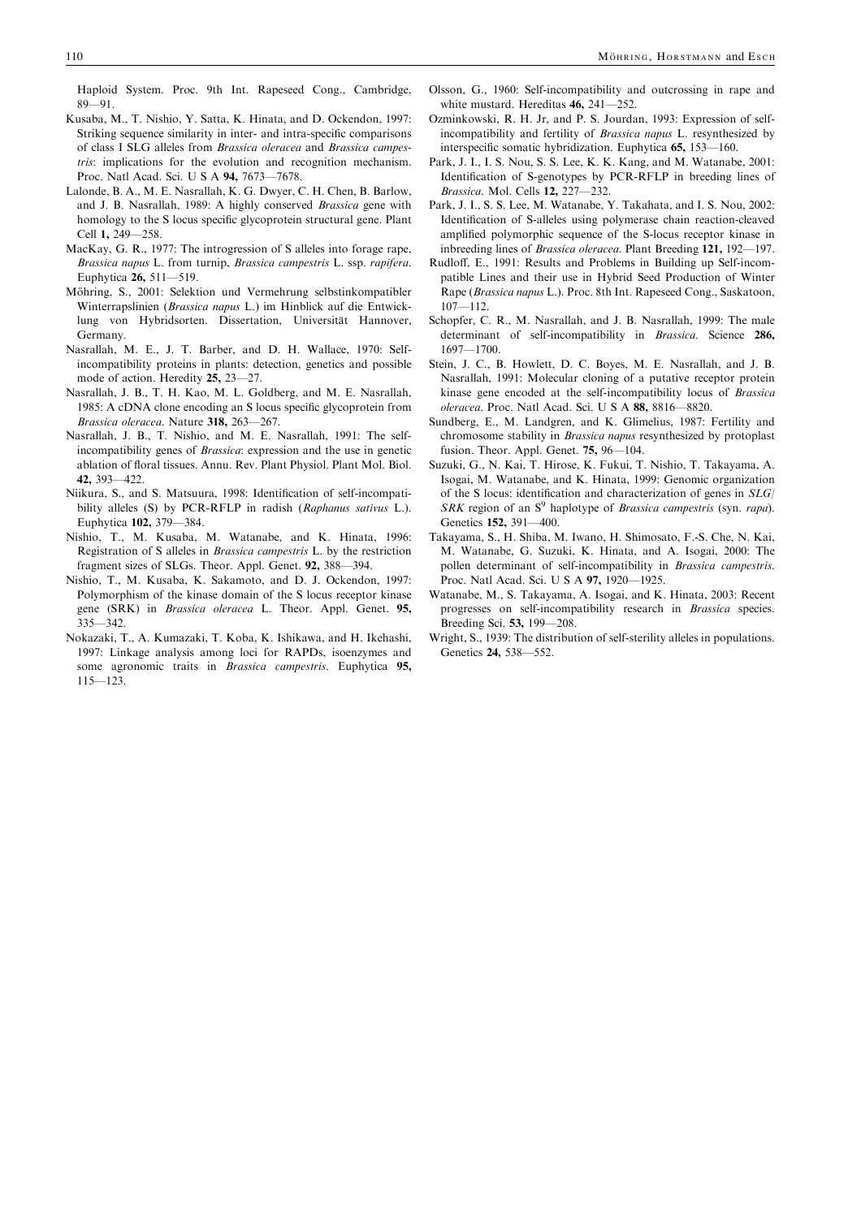Haploid System. Proc. 9th Int. Rapeseed Cong., Cambridge, 89—91.

Kusaba, M., T. Nishio, Y. Satta, K. Hinata, and D. Ockendon, 1997: Striking sequence similarity in inter- and intra-specific comparisons of class I SLG alleles from *Brassica oleracea* and *Brassica campestris*: implications for the evolution and recognition mechanism. Proc. Natl Acad. Sci. U S A **94,** 7673—7678.

Lalonde, B. A., M. E. Nasrallah, K. G. Dwyer, C. H. Chen, B. Barlow, and J. B. Nasrallah, 1989: A highly conserved *Brassica* gene with homology to the S locus specific glycoprotein structural gene. Plant Cell **1,** 249—258.

MacKay, G. R., 1977: The introgression of S alleles into forage rape, *Brassica napus* L. from turnip, *Brassica campestris* L. ssp. *rapifera*. Euphytica **26,** 511—519.

Möhring, S., 2001: Selektion und Vermehrung selbstinkompatibler Winterrapslinien (*Brassica napus* L.) im Hinblick auf die Entwicklung von Hybridsorten. Dissertation, Universität Hannover, Germany.

Nasrallah, M. E., J. T. Barber, and D. H. Wallace, 1970: Self-incompatibility proteins in plants: detection, genetics and possible mode of action. Heredity **25,** 23—27.

Nasrallah, J. B., T. H. Kao, M. L. Goldberg, and M. E. Nasrallah, 1985: A cDNA clone encoding an S locus specific glycoprotein from *Brassica oleracea*. Nature **318,** 263—267.

Nasrallah, J. B., T. Nishio, and M. E. Nasrallah, 1991: The self-incompatibility genes of *Brassica*: expression and the use in genetic ablation of floral tissues. Annu. Rev. Plant Physiol. Plant Mol. Biol. **42,** 393—422.

Niikura, S., and S. Matsuura, 1998: Identification of self-incompatibility alleles (S) by PCR-RFLP in radish (*Raphanus sativus* L.). Euphytica **102,** 379—384.

Nishio, T., M. Kusaba, M. Watanabe, and K. Hinata, 1996: Registration of S alleles in *Brassica campestris* L. by the restriction fragment sizes of SLGs. Theor. Appl. Genet. **92,** 388—394.

Nishio, T., M. Kusaba, K. Sakamoto, and D. J. Ockendon, 1997: Polymorphism of the kinase domain of the S locus receptor kinase gene (SRK) in *Brassica oleracea* L. Theor. Appl. Genet. **95,** 335—342.

Nokazaki, T., A. Kumazaki, T. Koba, K. Ishikawa, and H. Ikehashi, 1997: Linkage analysis among loci for RAPDs, isoenzymes and some agronomic traits in *Brassica campestris*. Euphytica **95,** 115—123.

Olsson, G., 1960: Self-incompatibility and outcrossing in rape and white mustard. Hereditas **46,** 241—252.

Ozminkowski, R. H. Jr, and P. S. Jourdan, 1993: Expression of self-incompatibility and fertility of *Brassica napus* L. resynthesized by interspecific somatic hybridization. Euphytica **65,** 153—160.

Park, J. I., I. S. Nou, S. S. Lee, K. K. Kang, and M. Watanabe, 2001: Identification of S-genotypes by PCR-RFLP in breeding lines of *Brassica*. Mol. Cells **12,** 227—232.

Park, J. I., S. S. Lee, M. Watanabe, Y. Takahata, and I. S. Nou, 2002: Identification of S-alleles using polymerase chain reaction-cleaved amplified polymorphic sequence of the S-locus receptor kinase in inbreeding lines of *Brassica oleracea*. Plant Breeding **121,** 192—197.

Rudloff, E., 1991: Results and Problems in Building up Self-incompatible Lines and their use in Hybrid Seed Production of Winter Rape (*Brassica napus* L.). Proc. 8th Int. Rapeseed Cong., Saskatoon, 107—112.

Schopfer, C. R., M. Nasrallah, and J. B. Nasrallah, 1999: The male determinant of self-incompatibility in *Brassica*. Science **286,** 1697—1700.

Stein, J. C., B. Howlett, D. C. Boyes, M. E. Nasrallah, and J. B. Nasrallah, 1991: Molecular cloning of a putative receptor protein kinase gene encoded at the self-incompatibility locus of *Brassica oleracea*. Proc. Natl Acad. Sci. U S A **88,** 8816—8820.

Sundberg, E., M. Landgren, and K. Glimelius, 1987: Fertility and chromosome stability in *Brassica napus* resynthesized by protoplast fusion. Theor. Appl. Genet. **75,** 96—104.

Suzuki, G., N. Kai, T. Hirose, K. Fukui, T. Nishio, T. Takayama, A. Isogai, M. Watanabe, and K. Hinata, 1999: Genomic organization of the S locus: identification and characterization of genes in *SLG*/*SRK* region of an $S^9$ haplotype of *Brassica campestris* (syn. *rapa*). Genetics **152,** 391—400.

Takayama, S., H. Shiba, M. Iwano, H. Shimosato, F.-S. Che, N. Kai, M. Watanabe, G. Suzuki, K. Hinata, and A. Isogai, 2000: The pollen determinant of self-incompatibility in *Brassica campestris*. Proc. Natl Acad. Sci. U S A **97,** 1920—1925.

Watanabe, M., S. Takayama, A. Isogai, and K. Hinata, 2003: Recent progresses on self-incompatibility research in *Brassica* species. Breeding Sci. **53,** 199—208.

Wright, S., 1939: The distribution of self-sterility alleles in populations. Genetics **24,** 538—552.